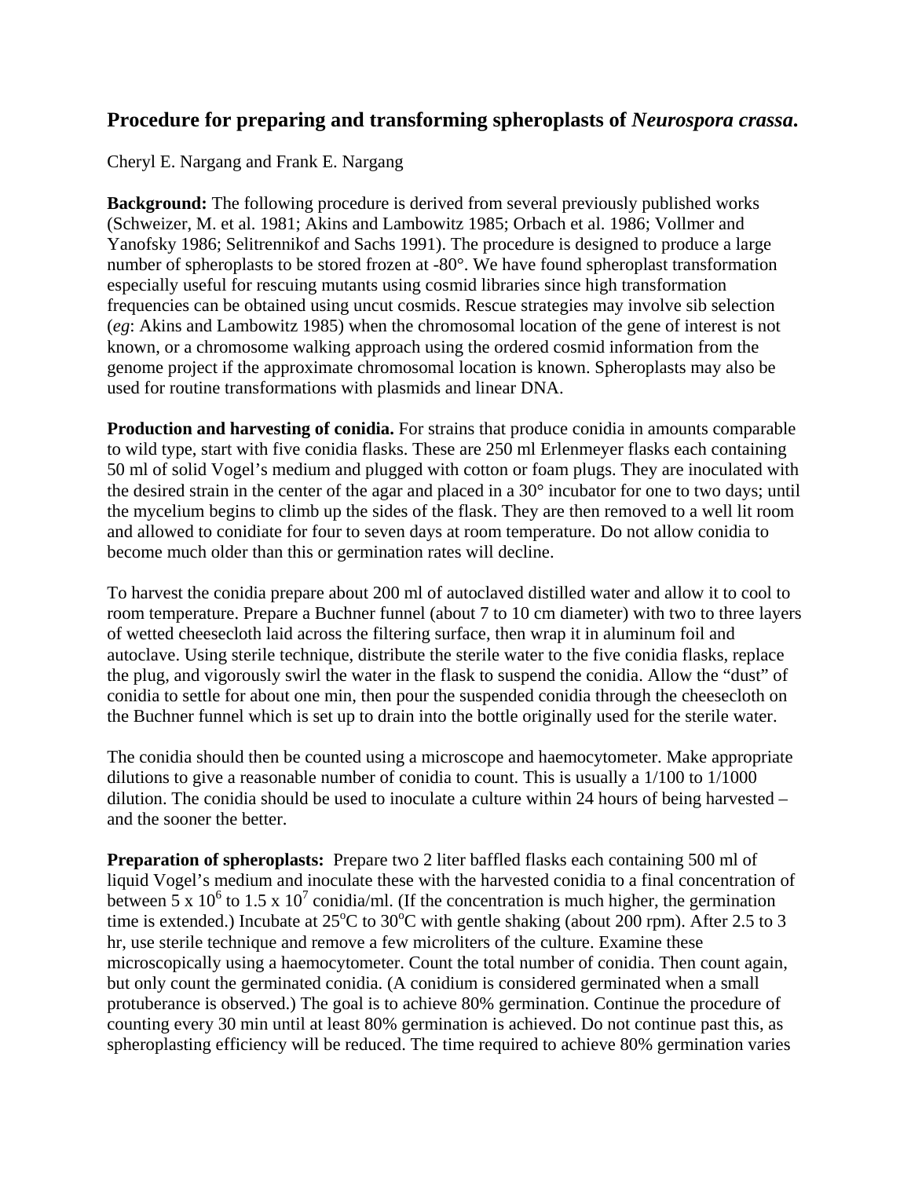# Procedure for preparing and transforming spheroplasts of *Neurospora crassa*.

Cheryl E. Nargang and Frank E. Nargang

**Background:** The following procedure is derived from several previously published works (Schweizer, M. et al. 1981; Akins and Lambowitz 1985; Orbach et al. 1986; Vollmer and Yanofsky 1986; Selitrennikof and Sachs 1991). The procedure is designed to produce a large number of spheroplasts to be stored frozen at -80°. We have found spheroplast transformation especially useful for rescuing mutants using cosmid libraries since high transformation frequencies can be obtained using uncut cosmids. Rescue strategies may involve sib selection (*eg*: Akins and Lambowitz 1985) when the chromosomal location of the gene of interest is not known, or a chromosome walking approach using the ordered cosmid information from the genome project if the approximate chromosomal location is known. Spheroplasts may also be used for routine transformations with plasmids and linear DNA.

**Production and harvesting of conidia.** For strains that produce conidia in amounts comparable to wild type, start with five conidia flasks. These are 250 ml Erlenmeyer flasks each containing 50 ml of solid Vogel's medium and plugged with cotton or foam plugs. They are inoculated with the desired strain in the center of the agar and placed in a 30° incubator for one to two days; until the mycelium begins to climb up the sides of the flask. They are then removed to a well lit room and allowed to conidiate for four to seven days at room temperature. Do not allow conidia to become much older than this or germination rates will decline.

To harvest the conidia prepare about 200 ml of autoclaved distilled water and allow it to cool to room temperature. Prepare a Buchner funnel (about 7 to 10 cm diameter) with two to three layers of wetted cheesecloth laid across the filtering surface, then wrap it in aluminum foil and autoclave. Using sterile technique, distribute the sterile water to the five conidia flasks, replace the plug, and vigorously swirl the water in the flask to suspend the conidia. Allow the "dust" of conidia to settle for about one min, then pour the suspended conidia through the cheesecloth on the Buchner funnel which is set up to drain into the bottle originally used for the sterile water.

The conidia should then be counted using a microscope and haemocytometer. Make appropriate dilutions to give a reasonable number of conidia to count. This is usually a 1/100 to 1/1000 dilution. The conidia should be used to inoculate a culture within 24 hours of being harvested – and the sooner the better.

**Preparation of spheroplasts:** Prepare two 2 liter baffled flasks each containing 500 ml of liquid Vogel's medium and inoculate these with the harvested conidia to a final concentration of between $5 \times 10^6$ to $1.5 \times 10^7$ conidia/ml. (If the concentration is much higher, the germination time is extended.) Incubate at 25°C to 30°C with gentle shaking (about 200 rpm). After 2.5 to 3 hr, use sterile technique and remove a few microliters of the culture. Examine these microscopically using a haemocytometer. Count the total number of conidia. Then count again, but only count the germinated conidia. (A conidium is considered germinated when a small protuberance is observed.) The goal is to achieve 80% germination. Continue the procedure of counting every 30 min until at least 80% germination is achieved. Do not continue past this, as spheroplasting efficiency will be reduced. The time required to achieve 80% germination varies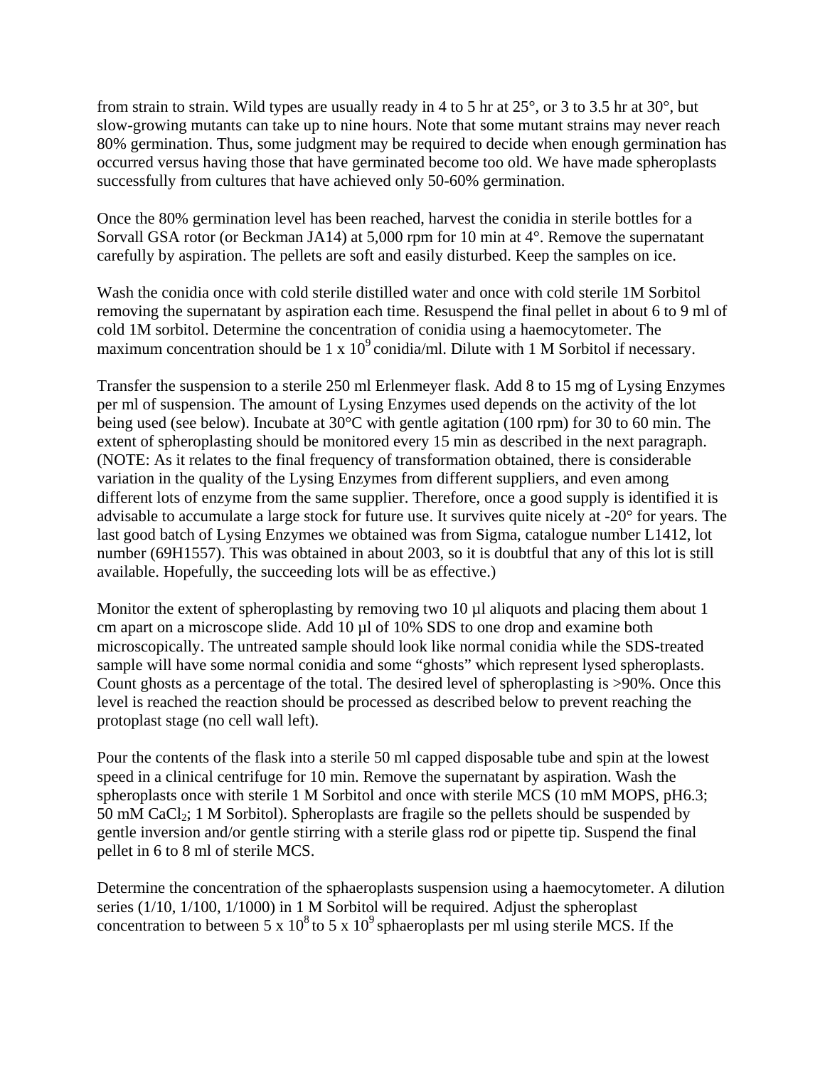from strain to strain. Wild types are usually ready in 4 to 5 hr at 25°, or 3 to 3.5 hr at 30°, but slow-growing mutants can take up to nine hours. Note that some mutant strains may never reach 80% germination. Thus, some judgment may be required to decide when enough germination has occurred versus having those that have germinated become too old. We have made spheroplasts successfully from cultures that have achieved only 50-60% germination.

Once the 80% germination level has been reached, harvest the conidia in sterile bottles for a Sorvall GSA rotor (or Beckman JA14) at 5,000 rpm for 10 min at 4°. Remove the supernatant carefully by aspiration. The pellets are soft and easily disturbed. Keep the samples on ice.

Wash the conidia once with cold sterile distilled water and once with cold sterile 1M Sorbitol removing the supernatant by aspiration each time. Resuspend the final pellet in about 6 to 9 ml of cold 1M sorbitol. Determine the concentration of conidia using a haemocytometer. The maximum concentration should be $1 \times 10^9$ conidia/ml. Dilute with 1 M Sorbitol if necessary.

Transfer the suspension to a sterile 250 ml Erlenmeyer flask. Add 8 to 15 mg of Lysing Enzymes per ml of suspension. The amount of Lysing Enzymes used depends on the activity of the lot being used (see below). Incubate at 30°C with gentle agitation (100 rpm) for 30 to 60 min. The extent of spheroplasting should be monitored every 15 min as described in the next paragraph. (NOTE: As it relates to the final frequency of transformation obtained, there is considerable variation in the quality of the Lysing Enzymes from different suppliers, and even among different lots of enzyme from the same supplier. Therefore, once a good supply is identified it is advisable to accumulate a large stock for future use. It survives quite nicely at -20° for years. The last good batch of Lysing Enzymes we obtained was from Sigma, catalogue number L1412, lot number (69H1557). This was obtained in about 2003, so it is doubtful that any of this lot is still available. Hopefully, the succeeding lots will be as effective.)

Monitor the extent of spheroplasting by removing two 10 µl aliquots and placing them about 1 cm apart on a microscope slide. Add 10 µl of 10% SDS to one drop and examine both microscopically. The untreated sample should look like normal conidia while the SDS-treated sample will have some normal conidia and some "ghosts" which represent lysed spheroplasts. Count ghosts as a percentage of the total. The desired level of spheroplasting is >90%. Once this level is reached the reaction should be processed as described below to prevent reaching the protoplast stage (no cell wall left).

Pour the contents of the flask into a sterile 50 ml capped disposable tube and spin at the lowest speed in a clinical centrifuge for 10 min. Remove the supernatant by aspiration. Wash the spheroplasts once with sterile 1 M Sorbitol and once with sterile MCS (10 mM MOPS, pH6.3; 50 mM $CaCl_2$; 1 M Sorbitol). Spheroplasts are fragile so the pellets should be suspended by gentle inversion and/or gentle stirring with a sterile glass rod or pipette tip. Suspend the final pellet in 6 to 8 ml of sterile MCS.

Determine the concentration of the sphaeroplasts suspension using a haemocytometer. A dilution series (1/10, 1/100, 1/1000) in 1 M Sorbitol will be required. Adjust the spheroplast concentration to between $5 \times 10^8$ to $5 \times 10^9$ sphaeroplasts per ml using sterile MCS. If the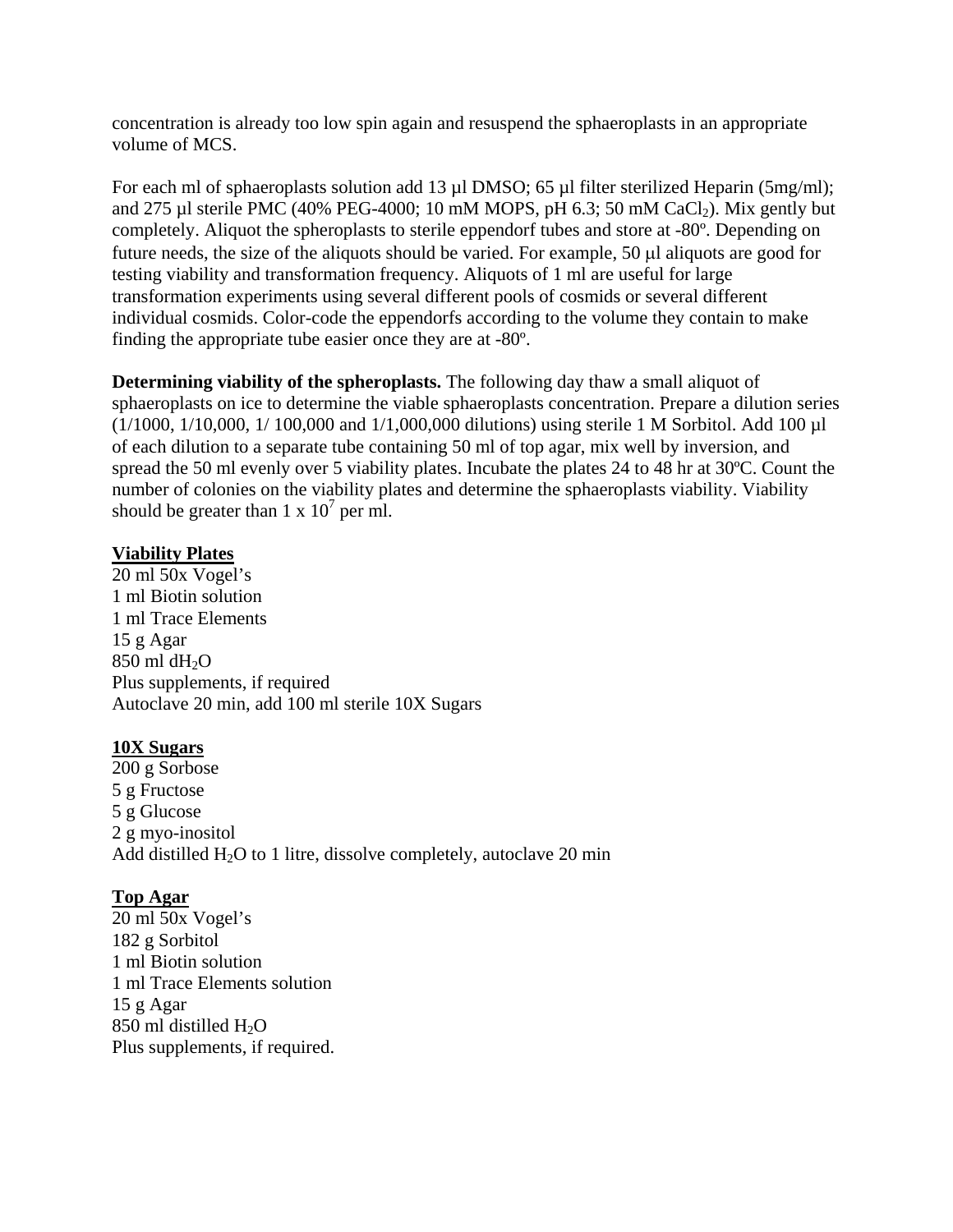concentration is already too low spin again and resuspend the sphaeroplasts in an appropriate volume of MCS.

For each ml of sphaeroplasts solution add 13 µl DMSO; 65 µl filter sterilized Heparin (5mg/ml); and 275 µl sterile PMC (40% PEG-4000; 10 mM MOPS, pH 6.3; 50 mM $CaCl_2$). Mix gently but completely. Aliquot the spheroplasts to sterile eppendorf tubes and store at -80º. Depending on future needs, the size of the aliquots should be varied. For example, 50 µl aliquots are good for testing viability and transformation frequency. Aliquots of 1 ml are useful for large transformation experiments using several different pools of cosmids or several different individual cosmids. Color-code the eppendorfs according to the volume they contain to make finding the appropriate tube easier once they are at -80º.

**Determining viability of the spheroplasts.** The following day thaw a small aliquot of sphaeroplasts on ice to determine the viable sphaeroplasts concentration. Prepare a dilution series (1/1000, 1/10,000, 1/ 100,000 and 1/1,000,000 dilutions) using sterile 1 M Sorbitol. Add 100 µl of each dilution to a separate tube containing 50 ml of top agar, mix well by inversion, and spread the 50 ml evenly over 5 viability plates. Incubate the plates 24 to 48 hr at 30ºC. Count the number of colonies on the viability plates and determine the sphaeroplasts viability. Viability should be greater than $1 \times 10^7$ per ml.

**<u>Viability Plates</u>**

20 ml 50x Vogel's
1 ml Biotin solution
1 ml Trace Elements
15 g Agar
850 ml $dH_2O$
Plus supplements, if required
Autoclave 20 min, add 100 ml sterile 10X Sugars

**<u>10X Sugars</u>**

200 g Sorbose
5 g Fructose
5 g Glucose
2 g myo-inositol
Add distilled $H_2O$ to 1 litre, dissolve completely, autoclave 20 min

**<u>Top Agar</u>**

20 ml 50x Vogel's
182 g Sorbitol
1 ml Biotin solution
1 ml Trace Elements solution
15 g Agar
850 ml distilled $H_2O$
Plus supplements, if required.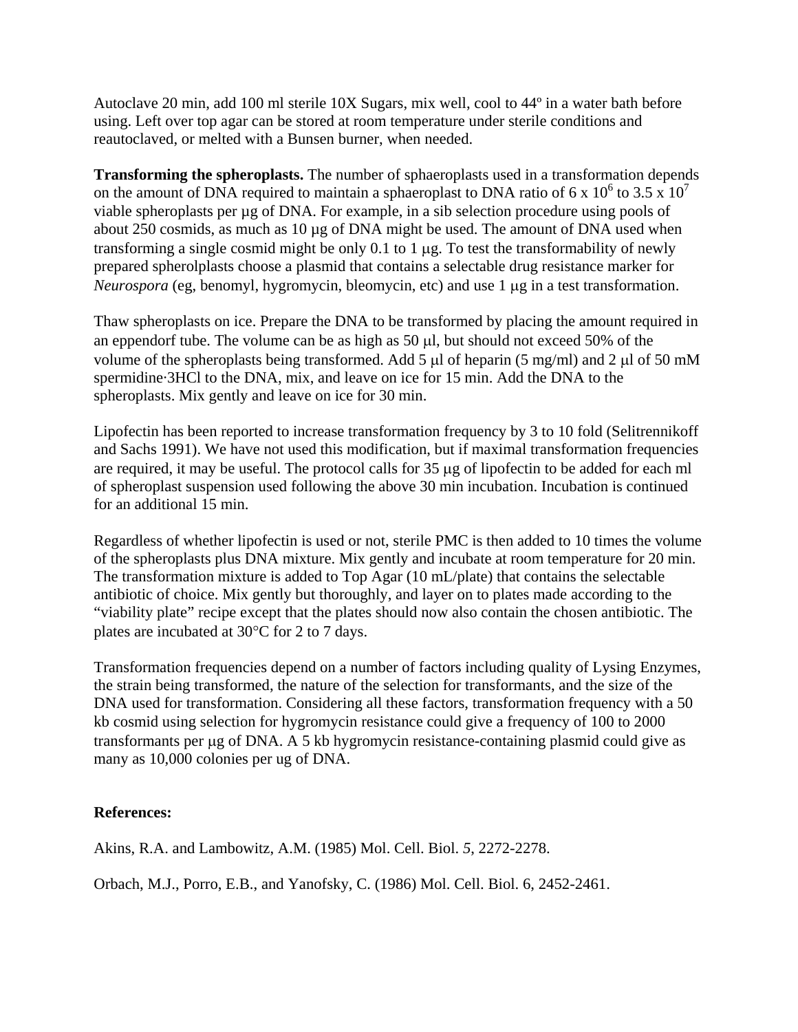Autoclave 20 min, add 100 ml sterile 10X Sugars, mix well, cool to 44º in a water bath before using. Left over top agar can be stored at room temperature under sterile conditions and reautoclaved, or melted with a Bunsen burner, when needed.

**Transforming the spheroplasts.** The number of sphaeroplasts used in a transformation depends on the amount of DNA required to maintain a sphaeroplast to DNA ratio of $6 \times 10^6$ to $3.5 \times 10^7$ viable spheroplasts per µg of DNA. For example, in a sib selection procedure using pools of about 250 cosmids, as much as 10 µg of DNA might be used. The amount of DNA used when transforming a single cosmid might be only 0.1 to 1 µg. To test the transformability of newly prepared spherolplasts choose a plasmid that contains a selectable drug resistance marker for *Neurospora* (eg, benomyl, hygromycin, bleomycin, etc) and use 1 µg in a test transformation.

Thaw spheroplasts on ice. Prepare the DNA to be transformed by placing the amount required in an eppendorf tube. The volume can be as high as 50 µl, but should not exceed 50% of the volume of the spheroplasts being transformed. Add 5 µl of heparin (5 mg/ml) and 2 µl of 50 mM spermidine·3HCl to the DNA, mix, and leave on ice for 15 min. Add the DNA to the spheroplasts. Mix gently and leave on ice for 30 min.

Lipofectin has been reported to increase transformation frequency by 3 to 10 fold (Selitrennikoff and Sachs 1991). We have not used this modification, but if maximal transformation frequencies are required, it may be useful. The protocol calls for 35 µg of lipofectin to be added for each ml of spheroplast suspension used following the above 30 min incubation. Incubation is continued for an additional 15 min.

Regardless of whether lipofectin is used or not, sterile PMC is then added to 10 times the volume of the spheroplasts plus DNA mixture. Mix gently and incubate at room temperature for 20 min. The transformation mixture is added to Top Agar (10 mL/plate) that contains the selectable antibiotic of choice. Mix gently but thoroughly, and layer on to plates made according to the "viability plate" recipe except that the plates should now also contain the chosen antibiotic. The plates are incubated at 30°C for 2 to 7 days.

Transformation frequencies depend on a number of factors including quality of Lysing Enzymes, the strain being transformed, the nature of the selection for transformants, and the size of the DNA used for transformation. Considering all these factors, transformation frequency with a 50 kb cosmid using selection for hygromycin resistance could give a frequency of 100 to 2000 transformants per µg of DNA. A 5 kb hygromycin resistance-containing plasmid could give as many as 10,000 colonies per ug of DNA.

**References:**

Akins, R.A. and Lambowitz, A.M. (1985) Mol. Cell. Biol. *5*, 2272-2278.

Orbach, M.J., Porro, E.B., and Yanofsky, C. (1986) Mol. Cell. Biol. 6, 2452-2461.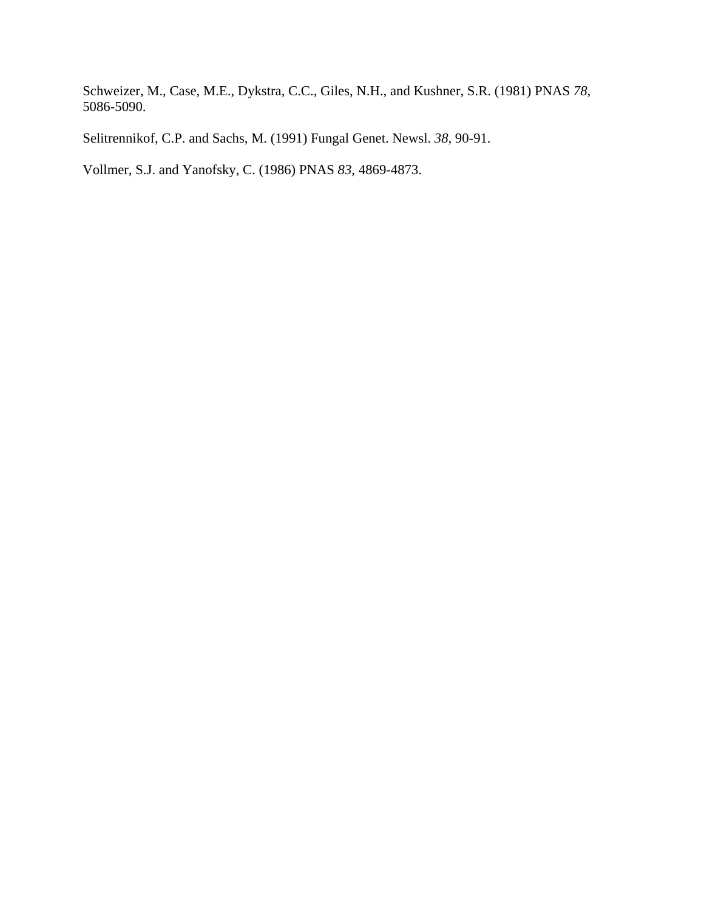Schweizer, M., Case, M.E., Dykstra, C.C., Giles, N.H., and Kushner, S.R. (1981) PNAS *78*, 5086-5090.

Selitrennikof, C.P. and Sachs, M. (1991) Fungal Genet. Newsl. *38*, 90-91.

Vollmer, S.J. and Yanofsky, C. (1986) PNAS *83*, 4869-4873.